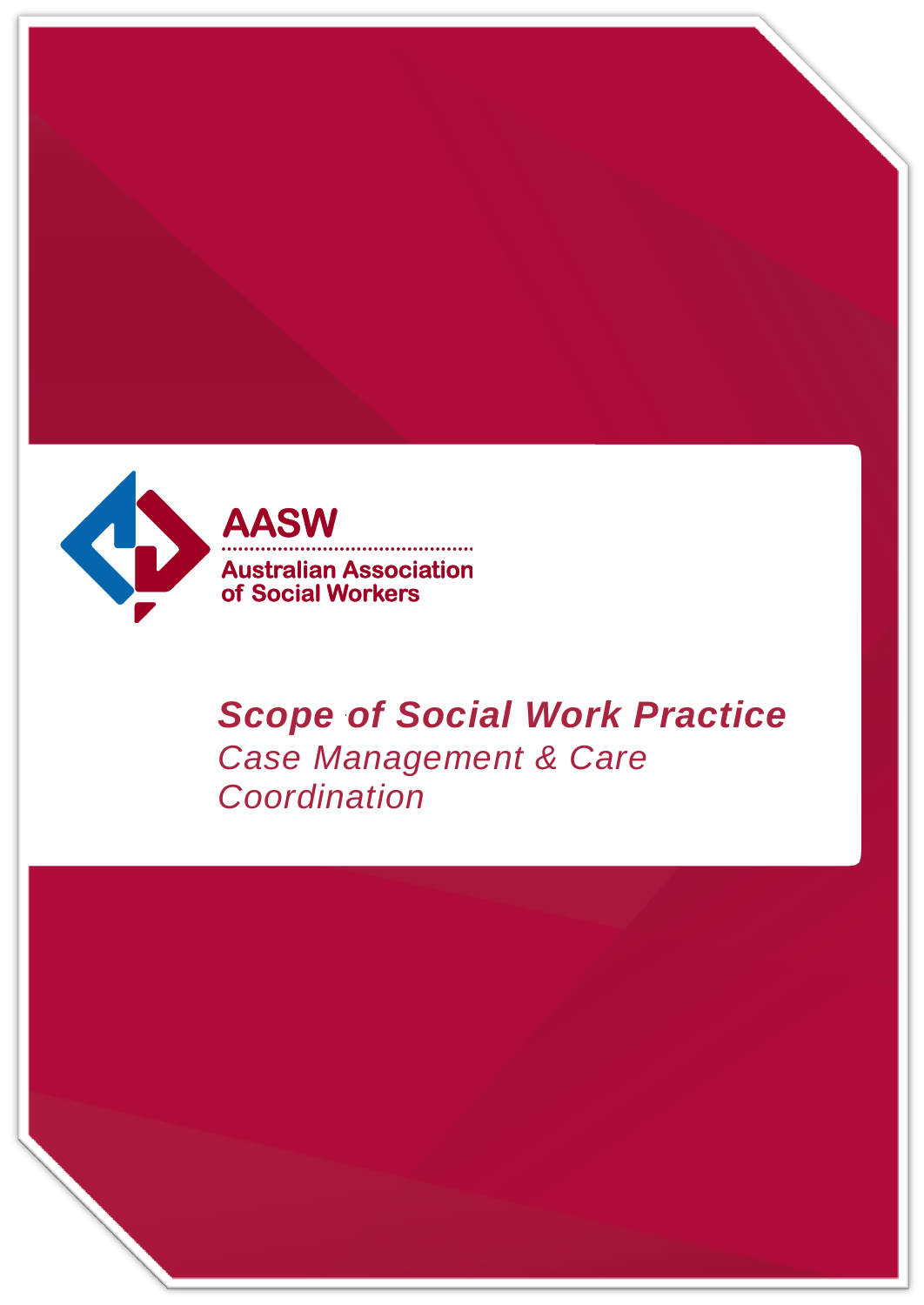AASW

Australian Association of Social Workers

# *Scope of Social Work Practice*

## *Case Management & Care Coordination*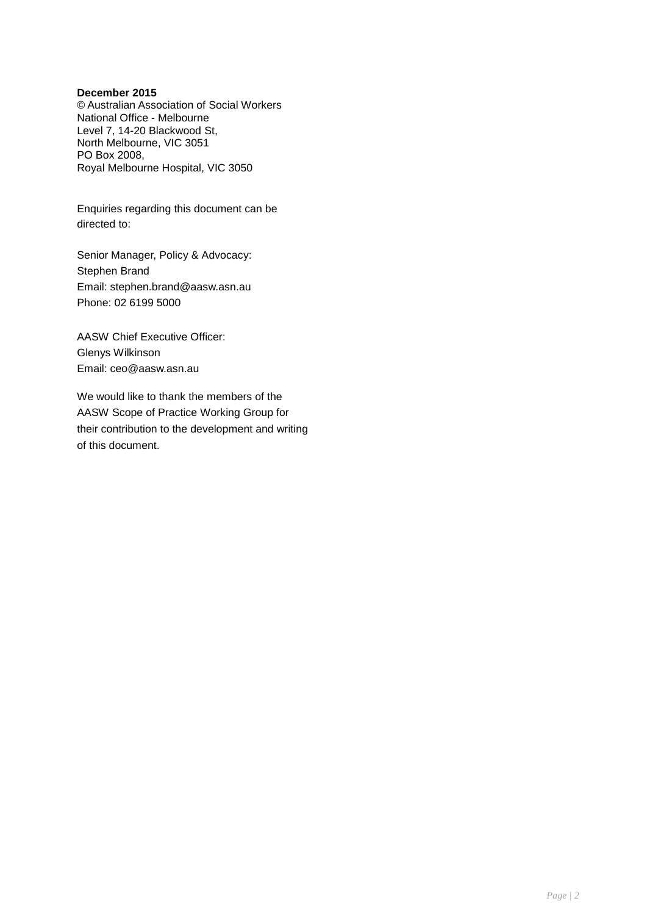**December 2015**
© Australian Association of Social Workers
National Office - Melbourne
Level 7, 14-20 Blackwood St,
North Melbourne, VIC 3051
PO Box 2008,
Royal Melbourne Hospital, VIC 3050

Enquiries regarding this document can be directed to:

Senior Manager, Policy & Advocacy:
Stephen Brand
Email: stephen.brand@aasw.asn.au
Phone: 02 6199 5000

AASW Chief Executive Officer:
Glenys Wilkinson
Email: ceo@aasw.asn.au

We would like to thank the members of the AASW Scope of Practice Working Group for their contribution to the development and writing of this document.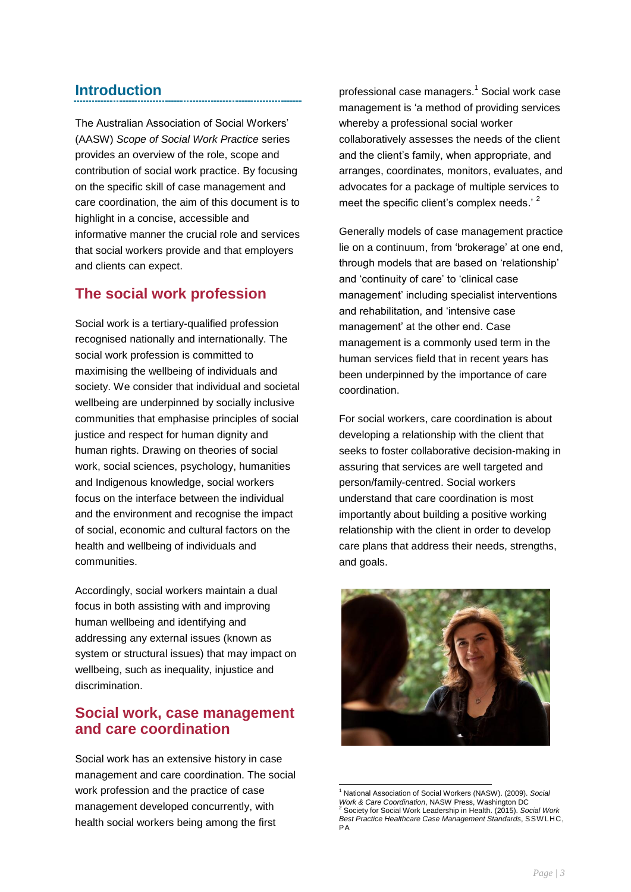## Introduction

The Australian Association of Social Workers' (AASW) *Scope of Social Work Practice* series provides an overview of the role, scope and contribution of social work practice. By focusing on the specific skill of case management and care coordination, the aim of this document is to highlight in a concise, accessible and informative manner the crucial role and services that social workers provide and that employers and clients can expect.

## The social work profession

Social work is a tertiary-qualified profession recognised nationally and internationally. The social work profession is committed to maximising the wellbeing of individuals and society. We consider that individual and societal wellbeing are underpinned by socially inclusive communities that emphasise principles of social justice and respect for human dignity and human rights. Drawing on theories of social work, social sciences, psychology, humanities and Indigenous knowledge, social workers focus on the interface between the individual and the environment and recognise the impact of social, economic and cultural factors on the health and wellbeing of individuals and communities.

Accordingly, social workers maintain a dual focus in both assisting with and improving human wellbeing and identifying and addressing any external issues (known as system or structural issues) that may impact on wellbeing, such as inequality, injustice and discrimination.

## Social work, case management and care coordination

Social work has an extensive history in case management and care coordination. The social work profession and the practice of case management developed concurrently, with health social workers being among the first professional case managers.[1] Social work case management is 'a method of providing services whereby a professional social worker collaboratively assesses the needs of the client and the client's family, when appropriate, and arranges, coordinates, monitors, evaluates, and advocates for a package of multiple services to meet the specific client's complex needs.'[2]

Generally models of case management practice lie on a continuum, from 'brokerage' at one end, through models that are based on 'relationship' and 'continuity of care' to 'clinical case management' including specialist interventions and rehabilitation, and 'intensive case management' at the other end. Case management is a commonly used term in the human services field that in recent years has been underpinned by the importance of care coordination.

For social workers, care coordination is about developing a relationship with the client that seeks to foster collaborative decision-making in assuring that services are well targeted and person/family-centred. Social workers understand that care coordination is most importantly about building a positive working relationship with the client in order to develop care plans that address their needs, strengths, and goals.

---

[1] National Association of Social Workers (NASW). (2009). *Social Work & Care Coordination*, NASW Press, Washington DC

[2] Society for Social Work Leadership in Health. (2015). *Social Work Best Practice Healthcare Case Management Standards*, SSWLHC, PA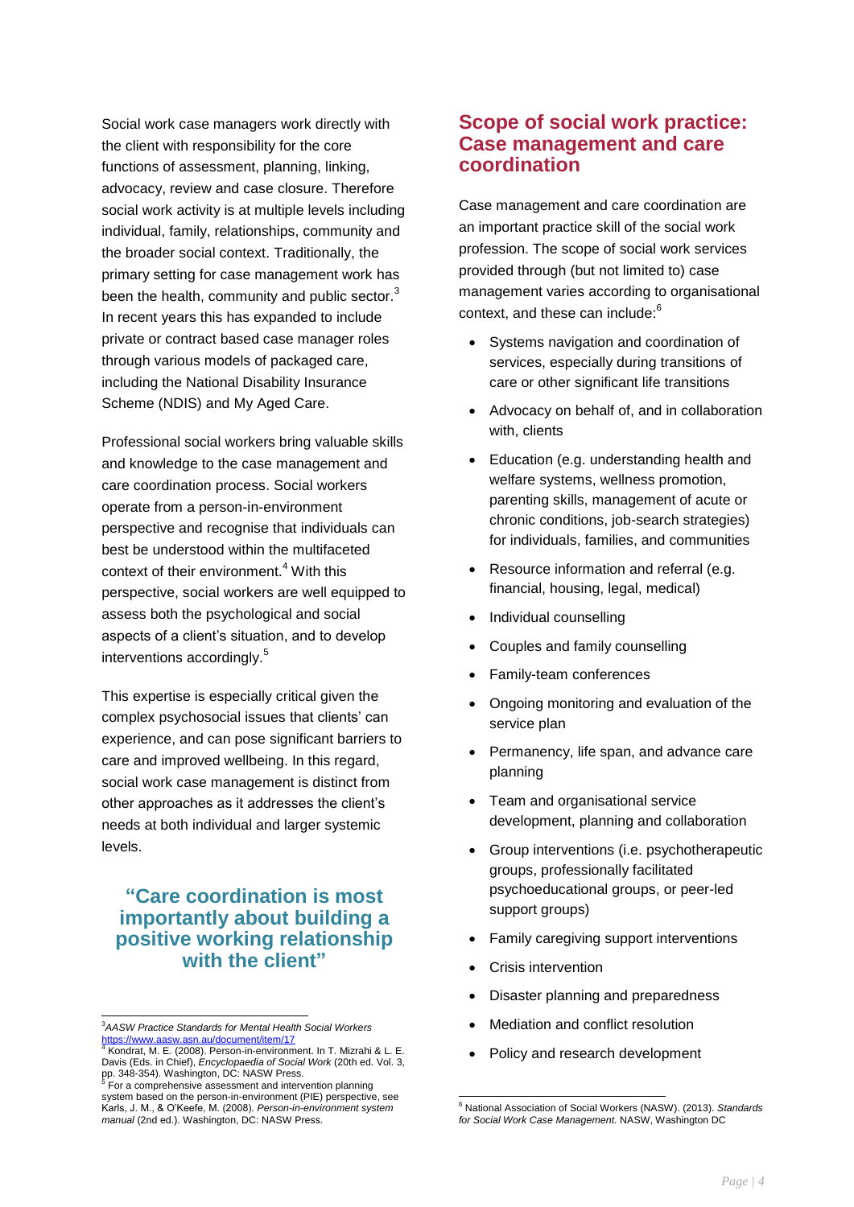Social work case managers work directly with the client with responsibility for the core functions of assessment, planning, linking, advocacy, review and case closure. Therefore social work activity is at multiple levels including individual, family, relationships, community and the broader social context. Traditionally, the primary setting for case management work has been the health, community and public sector.[3] In recent years this has expanded to include private or contract based case manager roles through various models of packaged care, including the National Disability Insurance Scheme (NDIS) and My Aged Care.

Professional social workers bring valuable skills and knowledge to the case management and care coordination process. Social workers operate from a person-in-environment perspective and recognise that individuals can best be understood within the multifaceted context of their environment.[4] With this perspective, social workers are well equipped to assess both the psychological and social aspects of a client's situation, and to develop interventions accordingly.[5]

This expertise is especially critical given the complex psychosocial issues that clients' can experience, and can pose significant barriers to care and improved wellbeing. In this regard, social work case management is distinct from other approaches as it addresses the client's needs at both individual and larger systemic levels.

**"Care coordination is most importantly about building a positive working relationship with the client"**

## Scope of social work practice: Case management and care coordination

Case management and care coordination are an important practice skill of the social work profession. The scope of social work services provided through (but not limited to) case management varies according to organisational context, and these can include:[6]

- Systems navigation and coordination of services, especially during transitions of care or other significant life transitions
- Advocacy on behalf of, and in collaboration with, clients
- Education (e.g. understanding health and welfare systems, wellness promotion, parenting skills, management of acute or chronic conditions, job-search strategies) for individuals, families, and communities
- Resource information and referral (e.g. financial, housing, legal, medical)
- Individual counselling
- Couples and family counselling
- Family-team conferences
- Ongoing monitoring and evaluation of the service plan
- Permanency, life span, and advance care planning
- Team and organisational service development, planning and collaboration
- Group interventions (i.e. psychotherapeutic groups, professionally facilitated psychoeducational groups, or peer-led support groups)
- Family caregiving support interventions
- Crisis intervention
- Disaster planning and preparedness
- Mediation and conflict resolution
- Policy and research development

---

[3] *AASW Practice Standards for Mental Health Social Workers* https://www.aasw.asn.au/document/item/17

[4] Kondrat, M. E. (2008). Person-in-environment. In T. Mizrahi & L. E. Davis (Eds. in Chief), *Encyclopaedia of Social Work* (20th ed. Vol. 3, pp. 348-354). Washington, DC: NASW Press.

[5] For a comprehensive assessment and intervention planning system based on the person-in-environment (PIE) perspective, see Karls, J. M., & O'Keefe, M. (2008). *Person-in-environment system manual* (2nd ed.). Washington, DC: NASW Press.

[6] National Association of Social Workers (NASW). (2013). *Standards for Social Work Case Management.* NASW, Washington DC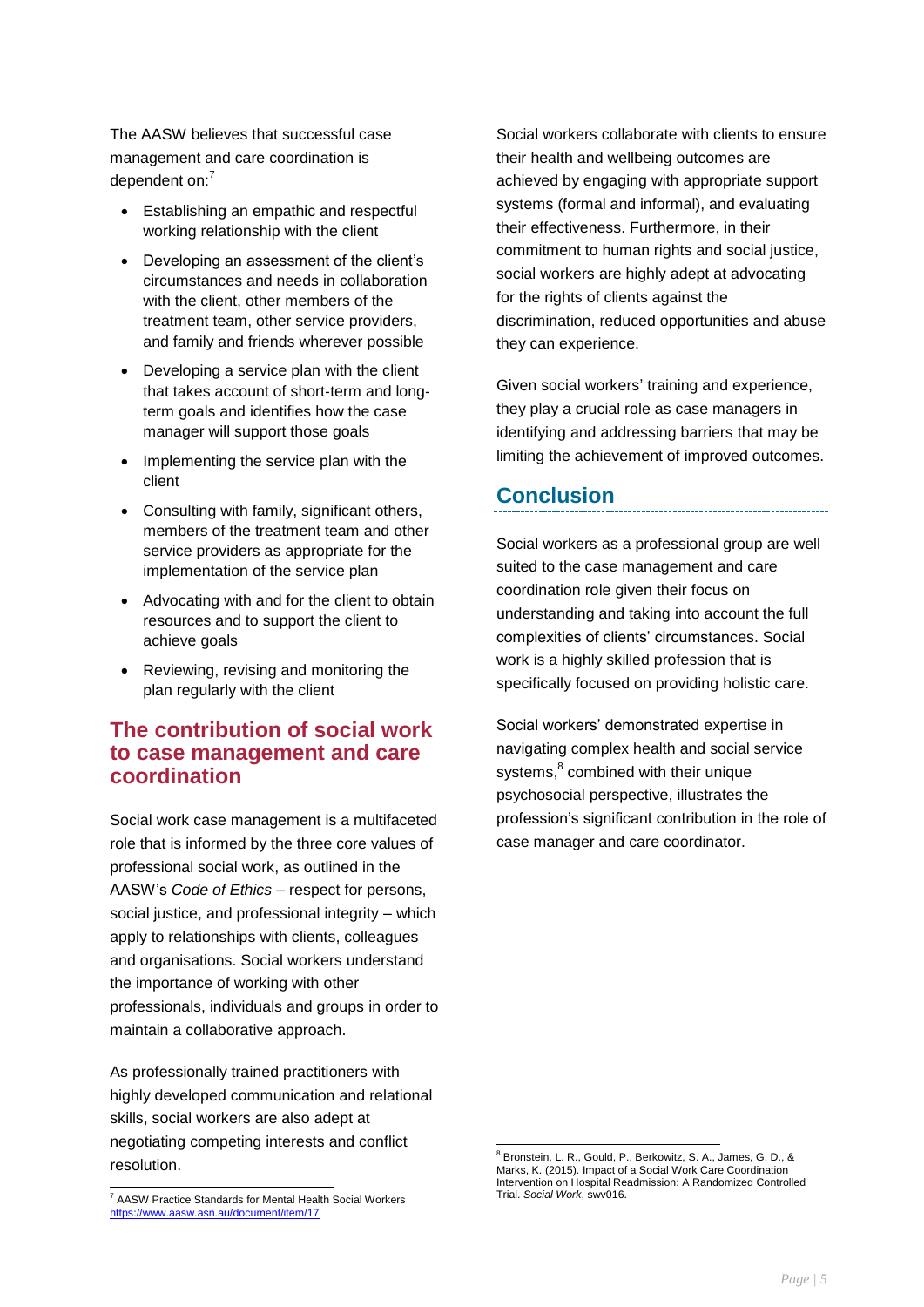The AASW believes that successful case management and care coordination is dependent on:[7]

- Establishing an empathic and respectful working relationship with the client
- Developing an assessment of the client's circumstances and needs in collaboration with the client, other members of the treatment team, other service providers, and family and friends wherever possible
- Developing a service plan with the client that takes account of short-term and long-term goals and identifies how the case manager will support those goals
- Implementing the service plan with the client
- Consulting with family, significant others, members of the treatment team and other service providers as appropriate for the implementation of the service plan
- Advocating with and for the client to obtain resources and to support the client to achieve goals
- Reviewing, revising and monitoring the plan regularly with the client

## The contribution of social work to case management and care coordination

Social work case management is a multifaceted role that is informed by the three core values of professional social work, as outlined in the AASW's *Code of Ethics* – respect for persons, social justice, and professional integrity – which apply to relationships with clients, colleagues and organisations. Social workers understand the importance of working with other professionals, individuals and groups in order to maintain a collaborative approach.

As professionally trained practitioners with highly developed communication and relational skills, social workers are also adept at negotiating competing interests and conflict resolution.

Social workers collaborate with clients to ensure their health and wellbeing outcomes are achieved by engaging with appropriate support systems (formal and informal), and evaluating their effectiveness. Furthermore, in their commitment to human rights and social justice, social workers are highly adept at advocating for the rights of clients against the discrimination, reduced opportunities and abuse they can experience.

Given social workers' training and experience, they play a crucial role as case managers in identifying and addressing barriers that may be limiting the achievement of improved outcomes.

## Conclusion

Social workers as a professional group are well suited to the case management and care coordination role given their focus on understanding and taking into account the full complexities of clients' circumstances. Social work is a highly skilled profession that is specifically focused on providing holistic care.

Social workers' demonstrated expertise in navigating complex health and social service systems,[8] combined with their unique psychosocial perspective, illustrates the profession's significant contribution in the role of case manager and care coordinator.

---

[7] AASW Practice Standards for Mental Health Social Workers https://www.aasw.asn.au/document/item/17

[8] Bronstein, L. R., Gould, P., Berkowitz, S. A., James, G. D., & Marks, K. (2015). Impact of a Social Work Care Coordination Intervention on Hospital Readmission: A Randomized Controlled Trial. *Social Work*, swv016.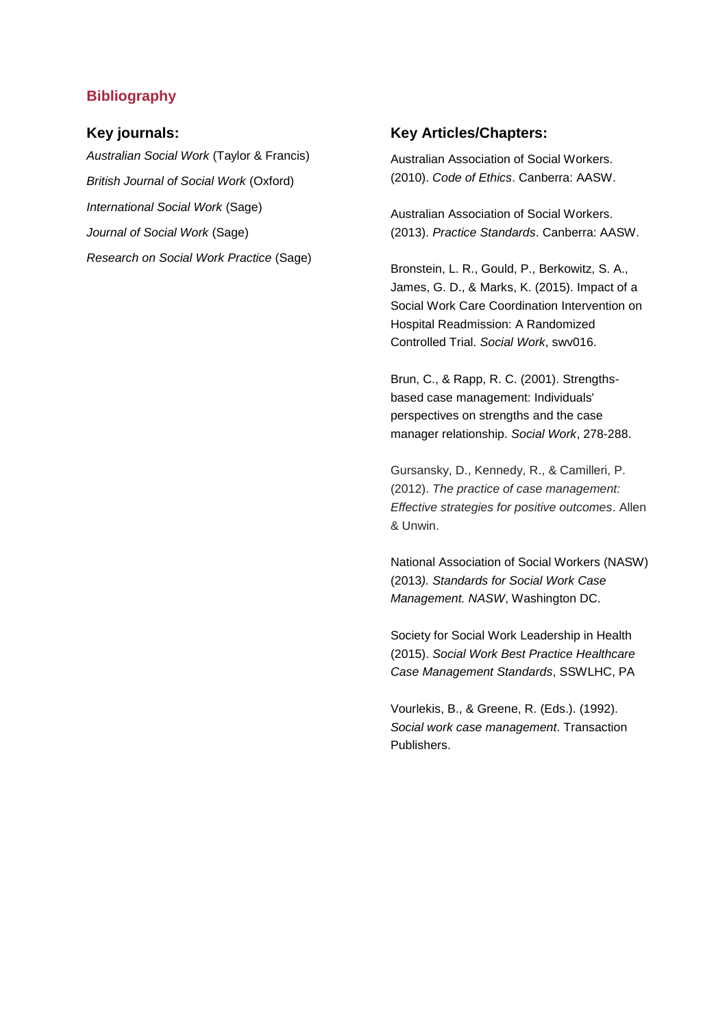## Bibliography

### Key journals:

*Australian Social Work* (Taylor & Francis)

*British Journal of Social Work* (Oxford)

*International Social Work* (Sage)

*Journal of Social Work* (Sage)

*Research on Social Work Practice* (Sage)

### Key Articles/Chapters:

Australian Association of Social Workers. (2010). *Code of Ethics*. Canberra: AASW.

Australian Association of Social Workers. (2013). *Practice Standards*. Canberra: AASW.

Bronstein, L. R., Gould, P., Berkowitz, S. A., James, G. D., & Marks, K. (2015). Impact of a Social Work Care Coordination Intervention on Hospital Readmission: A Randomized Controlled Trial. *Social Work*, swv016.

Brun, C., & Rapp, R. C. (2001). Strengths-based case management: Individuals' perspectives on strengths and the case manager relationship. *Social Work*, 278-288.

Gursansky, D., Kennedy, R., & Camilleri, P. (2012). *The practice of case management: Effective strategies for positive outcomes*. Allen & Unwin.

National Association of Social Workers (NASW) (2013*). Standards for Social Work Case Management. NASW*, Washington DC.

Society for Social Work Leadership in Health (2015). *Social Work Best Practice Healthcare Case Management Standards*, SSWLHC, PA

Vourlekis, B., & Greene, R. (Eds.). (1992). *Social work case management*. Transaction Publishers.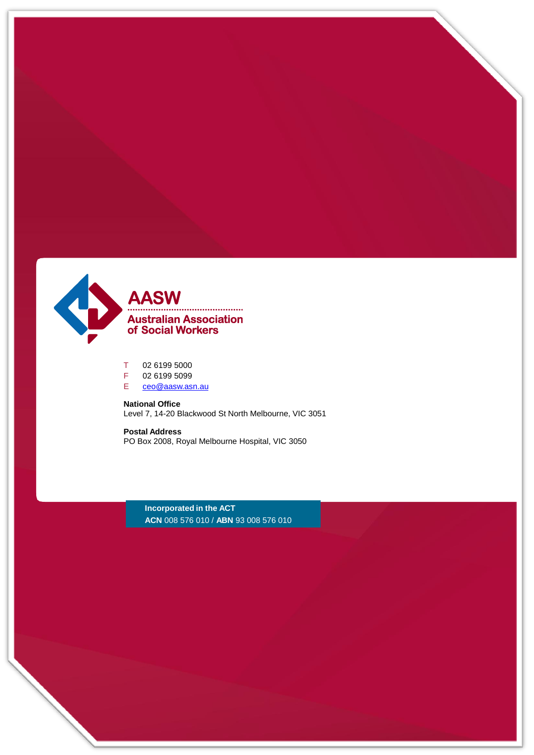**AASW**

**Australian Association of Social Workers**

T 02 6199 5000
F 02 6199 5099
E ceo@aasw.asn.au

**National Office**
Level 7, 14-20 Blackwood St North Melbourne, VIC 3051

**Postal Address**
PO Box 2008, Royal Melbourne Hospital, VIC 3050

**Incorporated in the ACT**
**ACN** 008 576 010 / **ABN** 93 008 576 010